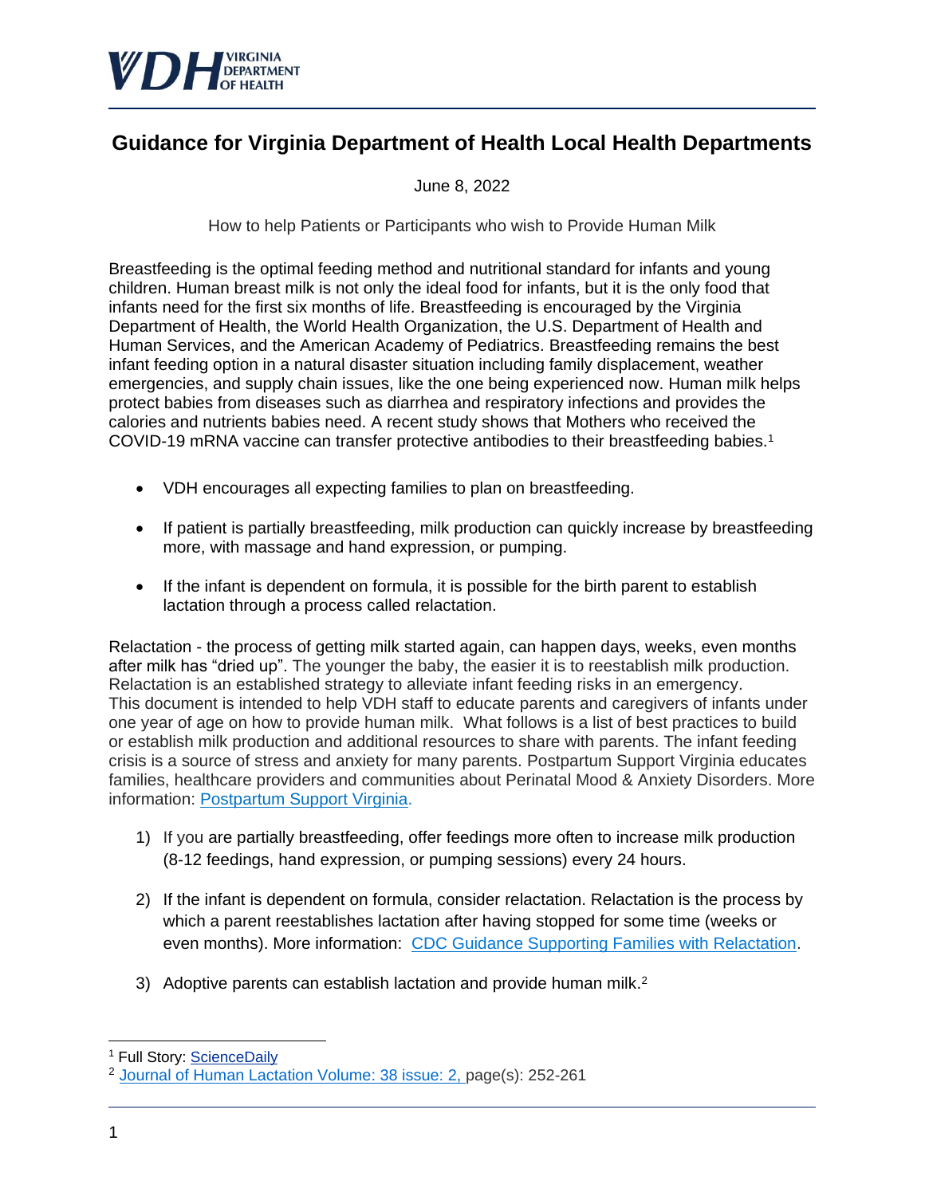# Guidance for Virginia Department of Health Local Health Departments

June 8, 2022

How to help Patients or Participants who wish to Provide Human Milk

Breastfeeding is the optimal feeding method and nutritional standard for infants and young children. Human breast milk is not only the ideal food for infants, but it is the only food that infants need for the first six months of life. Breastfeeding is encouraged by the Virginia Department of Health, the World Health Organization, the U.S. Department of Health and Human Services, and the American Academy of Pediatrics. Breastfeeding remains the best infant feeding option in a natural disaster situation including family displacement, weather emergencies, and supply chain issues, like the one being experienced now. Human milk helps protect babies from diseases such as diarrhea and respiratory infections and provides the calories and nutrients babies need. A recent study shows that Mothers who received the COVID-19 mRNA vaccine can transfer protective antibodies to their breastfeeding babies.[1]

- VDH encourages all expecting families to plan on breastfeeding.
- If patient is partially breastfeeding, milk production can quickly increase by breastfeeding more, with massage and hand expression, or pumping.
- If the infant is dependent on formula, it is possible for the birth parent to establish lactation through a process called relactation.

Relactation - the process of getting milk started again, can happen days, weeks, even months after milk has "dried up". The younger the baby, the easier it is to reestablish milk production. Relactation is an established strategy to alleviate infant feeding risks in an emergency. This document is intended to help VDH staff to educate parents and caregivers of infants under one year of age on how to provide human milk. What follows is a list of best practices to build or establish milk production and additional resources to share with parents. The infant feeding crisis is a source of stress and anxiety for many parents. Postpartum Support Virginia educates families, healthcare providers and communities about Perinatal Mood & Anxiety Disorders. More information: [Postpartum Support Virginia](Postpartum Support Virginia).

1) If you are partially breastfeeding, offer feedings more often to increase milk production (8-12 feedings, hand expression, or pumping sessions) every 24 hours.
2) If the infant is dependent on formula, consider relactation. Relactation is the process by which a parent reestablishes lactation after having stopped for some time (weeks or even months). More information: [CDC Guidance Supporting Families with Relactation](CDC Guidance Supporting Families with Relactation).
3) Adoptive parents can establish lactation and provide human milk.[2]

---

[1] Full Story: ScienceDaily

[2] Journal of Human Lactation Volume: 38 issue: 2, page(s): 252-261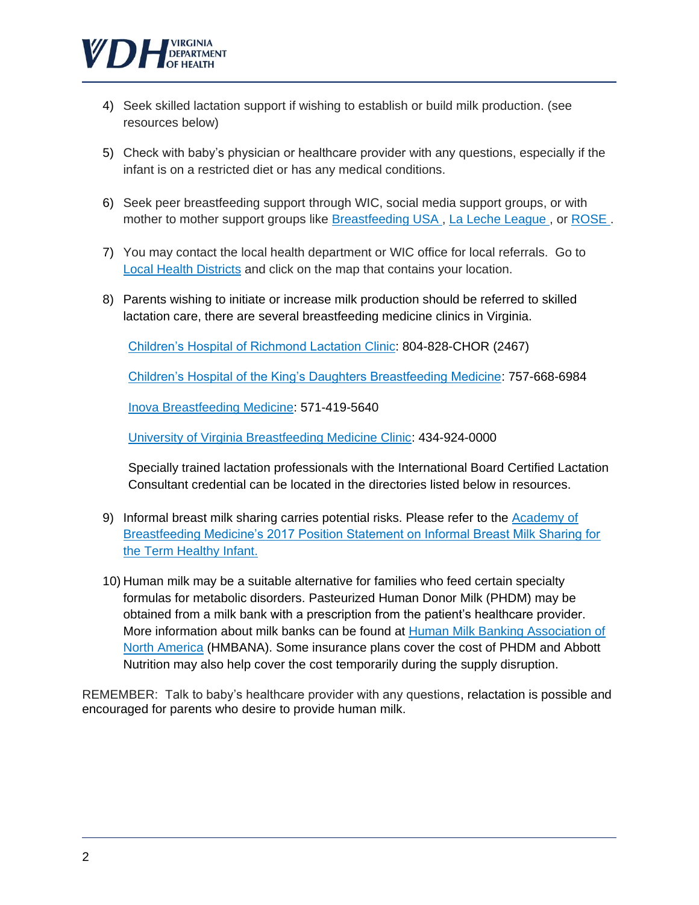4) Seek skilled lactation support if wishing to establish or build milk production. (see resources below)

5) Check with baby's physician or healthcare provider with any questions, especially if the infant is on a restricted diet or has any medical conditions.

6) Seek peer breastfeeding support through WIC, social media support groups, or with mother to mother support groups like Breastfeeding USA , La Leche League , or ROSE .

7) You may contact the local health department or WIC office for local referrals. Go to Local Health Districts and click on the map that contains your location.

8) Parents wishing to initiate or increase milk production should be referred to skilled lactation care, there are several breastfeeding medicine clinics in Virginia.

   Children's Hospital of Richmond Lactation Clinic: 804-828-CHOR (2467)

   Children's Hospital of the King's Daughters Breastfeeding Medicine: 757-668-6984

   Inova Breastfeeding Medicine: 571-419-5640

   University of Virginia Breastfeeding Medicine Clinic: 434-924-0000

   Specially trained lactation professionals with the International Board Certified Lactation Consultant credential can be located in the directories listed below in resources.

9) Informal breast milk sharing carries potential risks. Please refer to the Academy of Breastfeeding Medicine's 2017 Position Statement on Informal Breast Milk Sharing for the Term Healthy Infant.

10) Human milk may be a suitable alternative for families who feed certain specialty formulas for metabolic disorders. Pasteurized Human Donor Milk (PHDM) may be obtained from a milk bank with a prescription from the patient's healthcare provider. More information about milk banks can be found at Human Milk Banking Association of North America (HMBANA). Some insurance plans cover the cost of PHDM and Abbott Nutrition may also help cover the cost temporarily during the supply disruption.

REMEMBER: Talk to baby's healthcare provider with any questions, relactation is possible and encouraged for parents who desire to provide human milk.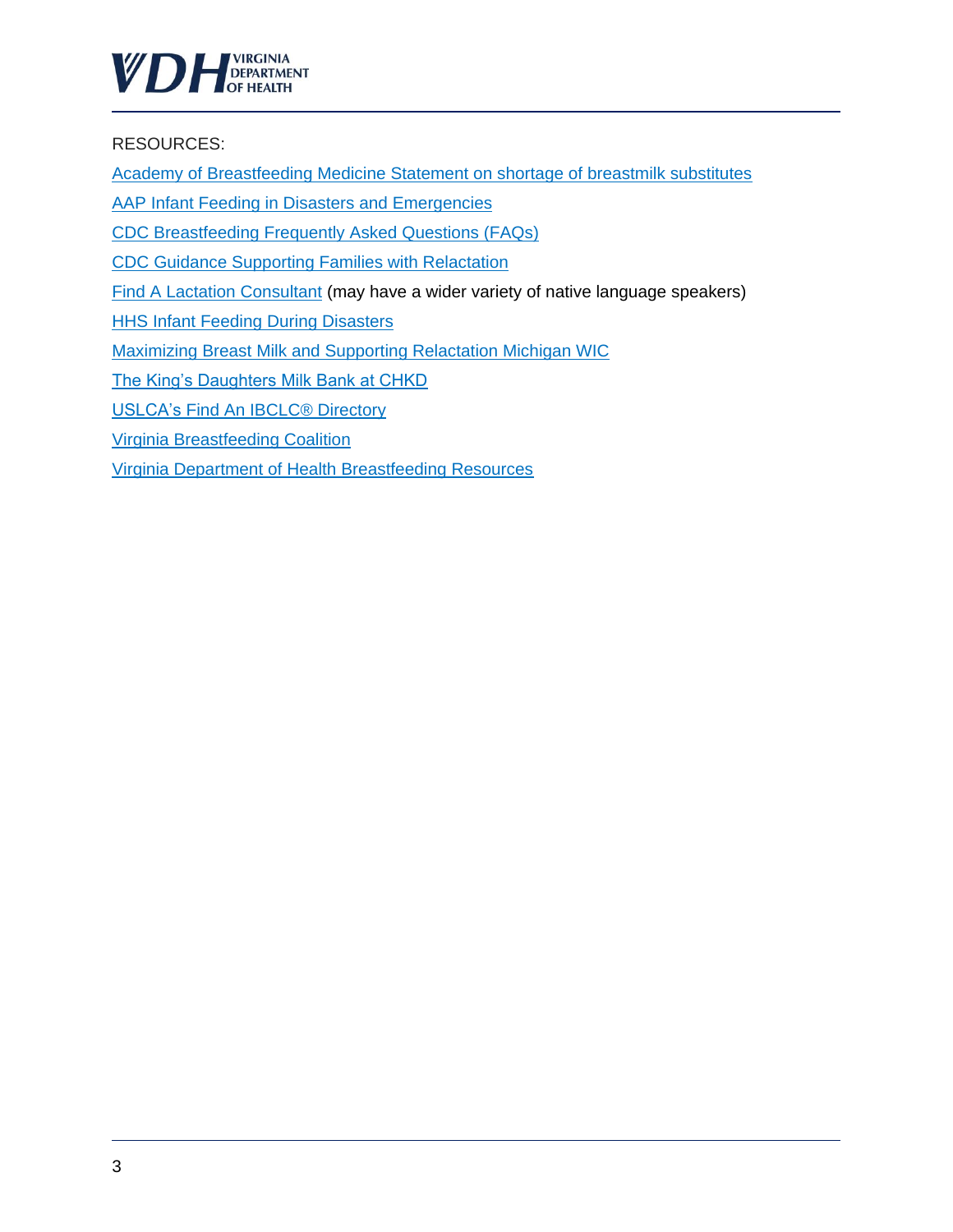RESOURCES:

Academy of Breastfeeding Medicine Statement on shortage of breastmilk substitutes

AAP Infant Feeding in Disasters and Emergencies

CDC Breastfeeding Frequently Asked Questions (FAQs)

CDC Guidance Supporting Families with Relactation

Find A Lactation Consultant (may have a wider variety of native language speakers)

HHS Infant Feeding During Disasters

Maximizing Breast Milk and Supporting Relactation Michigan WIC

The King's Daughters Milk Bank at CHKD

USLCA's Find An IBCLC® Directory

Virginia Breastfeeding Coalition

Virginia Department of Health Breastfeeding Resources